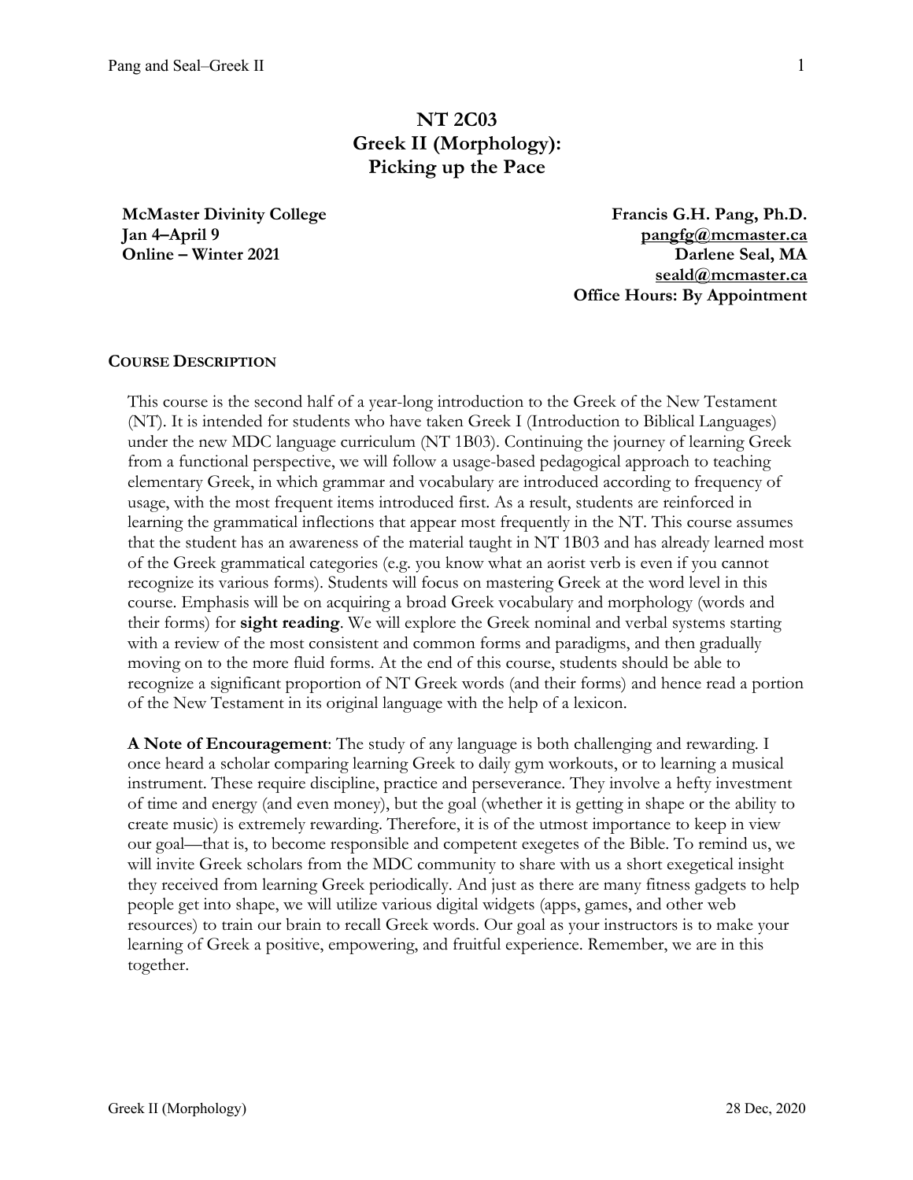# NT 2C03
# Greek II (Morphology):
# Picking up the Pace

**McMaster Divinity College**
**Jan 4–April 9**
**Online – Winter 2021**

**Francis G.H. Pang, Ph.D.**
**pangfg@mcmaster.ca**
**Darlene Seal, MA**
**seald@mcmaster.ca**
**Office Hours: By Appointment**

## COURSE DESCRIPTION

This course is the second half of a year-long introduction to the Greek of the New Testament (NT). It is intended for students who have taken Greek I (Introduction to Biblical Languages) under the new MDC language curriculum (NT 1B03). Continuing the journey of learning Greek from a functional perspective, we will follow a usage-based pedagogical approach to teaching elementary Greek, in which grammar and vocabulary are introduced according to frequency of usage, with the most frequent items introduced first. As a result, students are reinforced in learning the grammatical inflections that appear most frequently in the NT. This course assumes that the student has an awareness of the material taught in NT 1B03 and has already learned most of the Greek grammatical categories (e.g. you know what an aorist verb is even if you cannot recognize its various forms). Students will focus on mastering Greek at the word level in this course. Emphasis will be on acquiring a broad Greek vocabulary and morphology (words and their forms) for **sight reading**. We will explore the Greek nominal and verbal systems starting with a review of the most consistent and common forms and paradigms, and then gradually moving on to the more fluid forms. At the end of this course, students should be able to recognize a significant proportion of NT Greek words (and their forms) and hence read a portion of the New Testament in its original language with the help of a lexicon.

**A Note of Encouragement**: The study of any language is both challenging and rewarding. I once heard a scholar comparing learning Greek to daily gym workouts, or to learning a musical instrument. These require discipline, practice and perseverance. They involve a hefty investment of time and energy (and even money), but the goal (whether it is getting in shape or the ability to create music) is extremely rewarding. Therefore, it is of the utmost importance to keep in view our goal—that is, to become responsible and competent exegetes of the Bible. To remind us, we will invite Greek scholars from the MDC community to share with us a short exegetical insight they received from learning Greek periodically. And just as there are many fitness gadgets to help people get into shape, we will utilize various digital widgets (apps, games, and other web resources) to train our brain to recall Greek words. Our goal as your instructors is to make your learning of Greek a positive, empowering, and fruitful experience. Remember, we are in this together.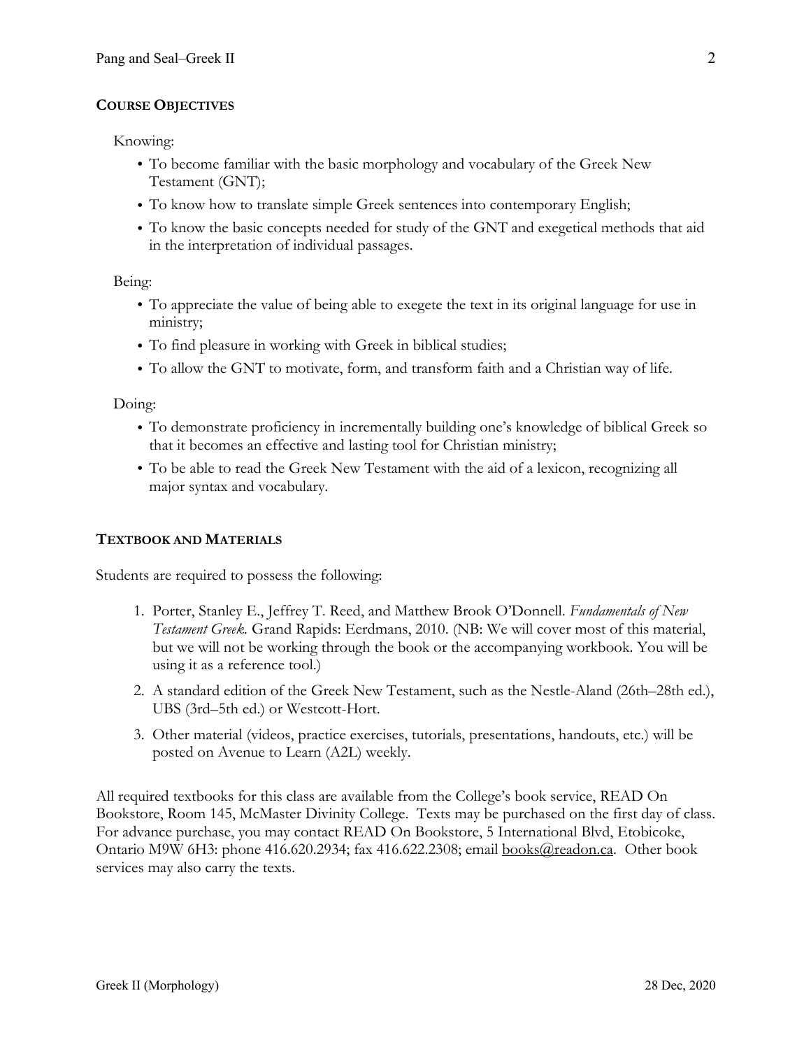## COURSE OBJECTIVES

Knowing:

- To become familiar with the basic morphology and vocabulary of the Greek New Testament (GNT);
- To know how to translate simple Greek sentences into contemporary English;
- To know the basic concepts needed for study of the GNT and exegetical methods that aid in the interpretation of individual passages.

Being:

- To appreciate the value of being able to exegete the text in its original language for use in ministry;
- To find pleasure in working with Greek in biblical studies;
- To allow the GNT to motivate, form, and transform faith and a Christian way of life.

Doing:

- To demonstrate proficiency in incrementally building one's knowledge of biblical Greek so that it becomes an effective and lasting tool for Christian ministry;
- To be able to read the Greek New Testament with the aid of a lexicon, recognizing all major syntax and vocabulary.

## TEXTBOOK AND MATERIALS

Students are required to possess the following:

1. Porter, Stanley E., Jeffrey T. Reed, and Matthew Brook O'Donnell. *Fundamentals of New Testament Greek.* Grand Rapids: Eerdmans, 2010. (NB: We will cover most of this material, but we will not be working through the book or the accompanying workbook. You will be using it as a reference tool.)
2. A standard edition of the Greek New Testament, such as the Nestle-Aland (26th–28th ed.), UBS (3rd–5th ed.) or Westcott-Hort.
3. Other material (videos, practice exercises, tutorials, presentations, handouts, etc.) will be posted on Avenue to Learn (A2L) weekly.

All required textbooks for this class are available from the College's book service, READ On Bookstore, Room 145, McMaster Divinity College. Texts may be purchased on the first day of class. For advance purchase, you may contact READ On Bookstore, 5 International Blvd, Etobicoke, Ontario M9W 6H3: phone 416.620.2934; fax 416.622.2308; email books@readon.ca. Other book services may also carry the texts.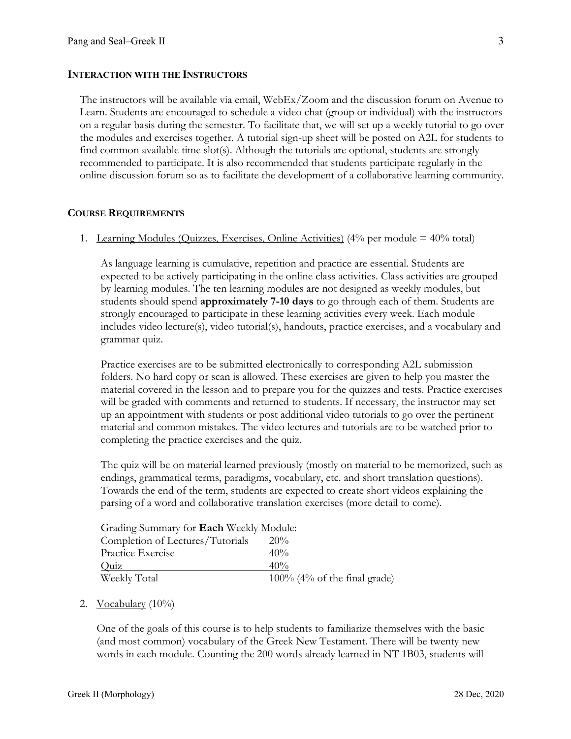## INTERACTION WITH THE INSTRUCTORS

The instructors will be available via email, WebEx/Zoom and the discussion forum on Avenue to Learn. Students are encouraged to schedule a video chat (group or individual) with the instructors on a regular basis during the semester. To facilitate that, we will set up a weekly tutorial to go over the modules and exercises together. A tutorial sign-up sheet will be posted on A2L for students to find common available time slot(s). Although the tutorials are optional, students are strongly recommended to participate. It is also recommended that students participate regularly in the online discussion forum so as to facilitate the development of a collaborative learning community.

## COURSE REQUIREMENTS

1. Learning Modules (Quizzes, Exercises, Online Activities) (4% per module = 40% total)

   As language learning is cumulative, repetition and practice are essential. Students are expected to be actively participating in the online class activities. Class activities are grouped by learning modules. The ten learning modules are not designed as weekly modules, but students should spend **approximately 7-10 days** to go through each of them. Students are strongly encouraged to participate in these learning activities every week. Each module includes video lecture(s), video tutorial(s), handouts, practice exercises, and a vocabulary and grammar quiz.

   Practice exercises are to be submitted electronically to corresponding A2L submission folders. No hard copy or scan is allowed. These exercises are given to help you master the material covered in the lesson and to prepare you for the quizzes and tests. Practice exercises will be graded with comments and returned to students. If necessary, the instructor may set up an appointment with students or post additional video tutorials to go over the pertinent material and common mistakes. The video lectures and tutorials are to be watched prior to completing the practice exercises and the quiz.

   The quiz will be on material learned previously (mostly on material to be memorized, such as endings, grammatical terms, paradigms, vocabulary, etc. and short translation questions). Towards the end of the term, students are expected to create short videos explaining the parsing of a word and collaborative translation exercises (more detail to come).

   Grading Summary for **Each** Weekly Module:

   | | |
   |---|---|
   | Completion of Lectures/Tutorials | 20% |
   | Practice Exercise | 40% |
   | Quiz | 40% |
   | Weekly Total | 100% (4% of the final grade) |

2. Vocabulary (10%)

   One of the goals of this course is to help students to familiarize themselves with the basic (and most common) vocabulary of the Greek New Testament. There will be twenty new words in each module. Counting the 200 words already learned in NT 1B03, students will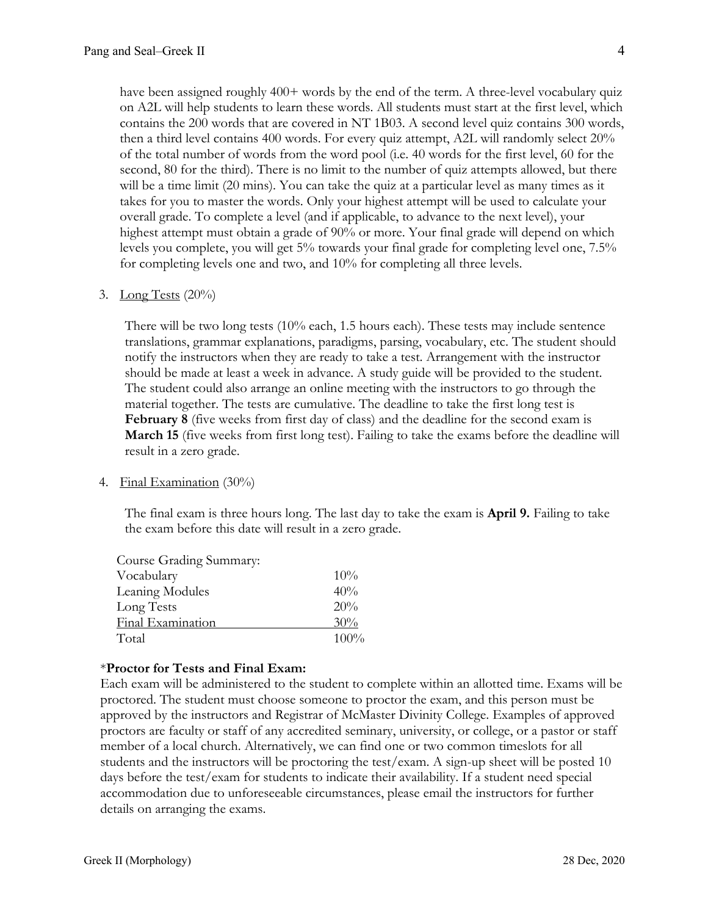have been assigned roughly 400+ words by the end of the term. A three-level vocabulary quiz on A2L will help students to learn these words. All students must start at the first level, which contains the 200 words that are covered in NT 1B03. A second level quiz contains 300 words, then a third level contains 400 words. For every quiz attempt, A2L will randomly select 20% of the total number of words from the word pool (i.e. 40 words for the first level, 60 for the second, 80 for the third). There is no limit to the number of quiz attempts allowed, but there will be a time limit (20 mins). You can take the quiz at a particular level as many times as it takes for you to master the words. Only your highest attempt will be used to calculate your overall grade. To complete a level (and if applicable, to advance to the next level), your highest attempt must obtain a grade of 90% or more. Your final grade will depend on which levels you complete, you will get 5% towards your final grade for completing level one, 7.5% for completing levels one and two, and 10% for completing all three levels.

3. Long Tests (20%)

   There will be two long tests (10% each, 1.5 hours each). These tests may include sentence translations, grammar explanations, paradigms, parsing, vocabulary, etc. The student should notify the instructors when they are ready to take a test. Arrangement with the instructor should be made at least a week in advance. A study guide will be provided to the student. The student could also arrange an online meeting with the instructors to go through the material together. The tests are cumulative. The deadline to take the first long test is **February 8** (five weeks from first day of class) and the deadline for the second exam is **March 15** (five weeks from first long test). Failing to take the exams before the deadline will result in a zero grade.

4. Final Examination (30%)

   The final exam is three hours long. The last day to take the exam is **April 9.** Failing to take the exam before this date will result in a zero grade.

| Course Grading Summary: | |
|---|---|
| Vocabulary | 10% |
| Leaning Modules | 40% |
| Long Tests | 20% |
| Final Examination | 30% |
| Total | 100% |

*__Proctor for Tests and Final Exam:__

Each exam will be administered to the student to complete within an allotted time. Exams will be proctored. The student must choose someone to proctor the exam, and this person must be approved by the instructors and Registrar of McMaster Divinity College. Examples of approved proctors are faculty or staff of any accredited seminary, university, or college, or a pastor or staff member of a local church. Alternatively, we can find one or two common timeslots for all students and the instructors will be proctoring the test/exam. A sign-up sheet will be posted 10 days before the test/exam for students to indicate their availability. If a student need special accommodation due to unforeseeable circumstances, please email the instructors for further details on arranging the exams.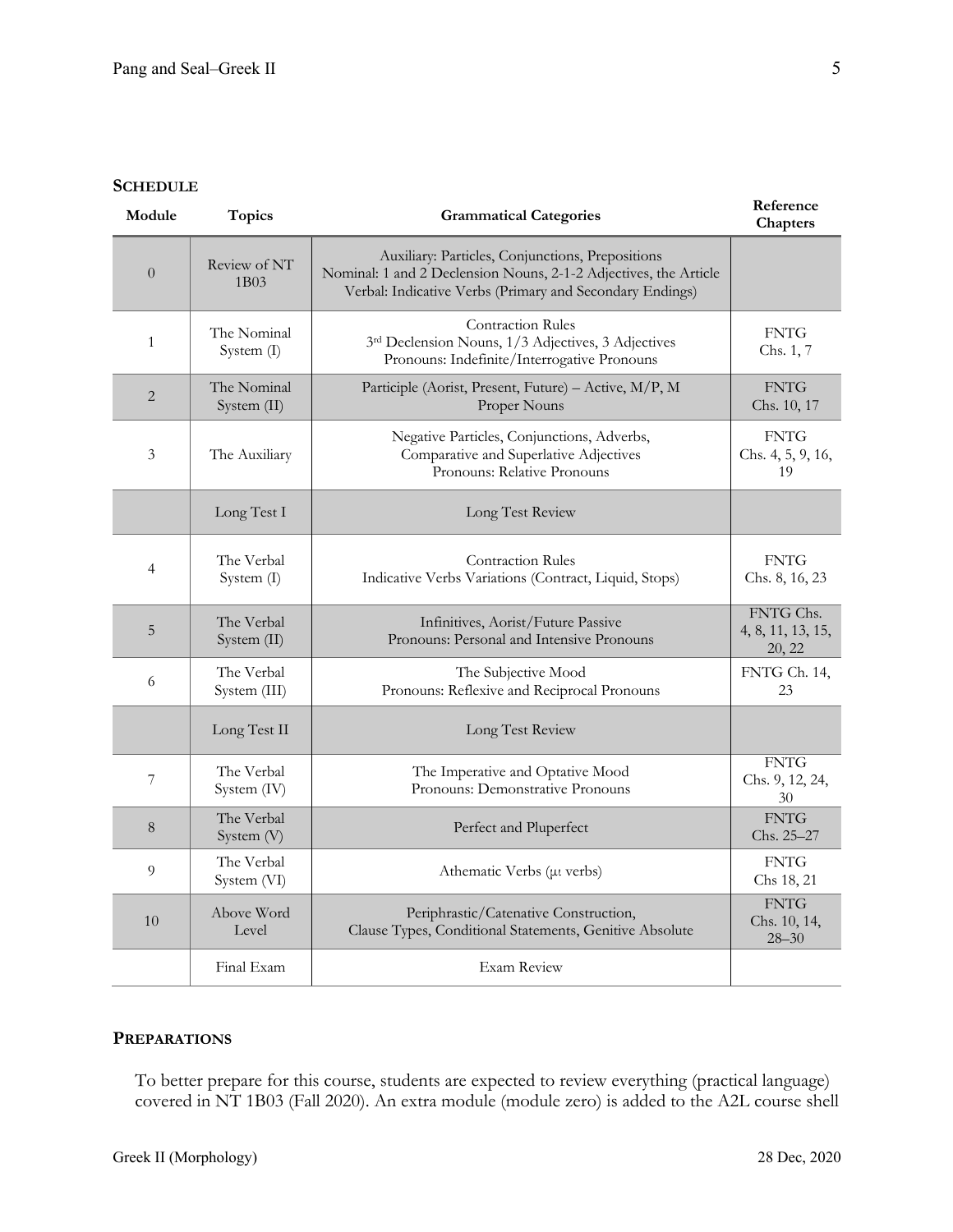## SCHEDULE

| Module | Topics | Grammatical Categories | Reference Chapters |
|---|---|---|---|
| 0 | Review of NT 1B03 | Auxiliary: Particles, Conjunctions, Prepositions<br>Nominal: 1 and 2 Declension Nouns, 2-1-2 Adjectives, the Article<br>Verbal: Indicative Verbs (Primary and Secondary Endings) | |
| 1 | The Nominal System (I) | Contraction Rules<br>3rd Declension Nouns, 1/3 Adjectives, 3 Adjectives<br>Pronouns: Indefinite/Interrogative Pronouns | FNTG Chs. 1, 7 |
| 2 | The Nominal System (II) | Participle (Aorist, Present, Future) – Active, M/P, M<br>Proper Nouns | FNTG Chs. 10, 17 |
| 3 | The Auxiliary | Negative Particles, Conjunctions, Adverbs,<br>Comparative and Superlative Adjectives<br>Pronouns: Relative Pronouns | FNTG Chs. 4, 5, 9, 16, 19 |
| | Long Test I | Long Test Review | |
| 4 | The Verbal System (I) | Contraction Rules<br>Indicative Verbs Variations (Contract, Liquid, Stops) | FNTG Chs. 8, 16, 23 |
| 5 | The Verbal System (II) | Infinitives, Aorist/Future Passive<br>Pronouns: Personal and Intensive Pronouns | FNTG Chs. 4, 8, 11, 13, 15, 20, 22 |
| 6 | The Verbal System (III) | The Subjective Mood<br>Pronouns: Reflexive and Reciprocal Pronouns | FNTG Ch. 14, 23 |
| | Long Test II | Long Test Review | |
| 7 | The Verbal System (IV) | The Imperative and Optative Mood<br>Pronouns: Demonstrative Pronouns | FNTG Chs. 9, 12, 24, 30 |
| 8 | The Verbal System (V) | Perfect and Pluperfect | FNTG Chs. 25–27 |
| 9 | The Verbal System (VI) | Athematic Verbs (μι verbs) | FNTG Chs 18, 21 |
| 10 | Above Word Level | Periphrastic/Catenative Construction,<br>Clause Types, Conditional Statements, Genitive Absolute | FNTG Chs. 10, 14, 28–30 |
| | Final Exam | Exam Review | |

## PREPARATIONS

To better prepare for this course, students are expected to review everything (practical language) covered in NT 1B03 (Fall 2020). An extra module (module zero) is added to the A2L course shell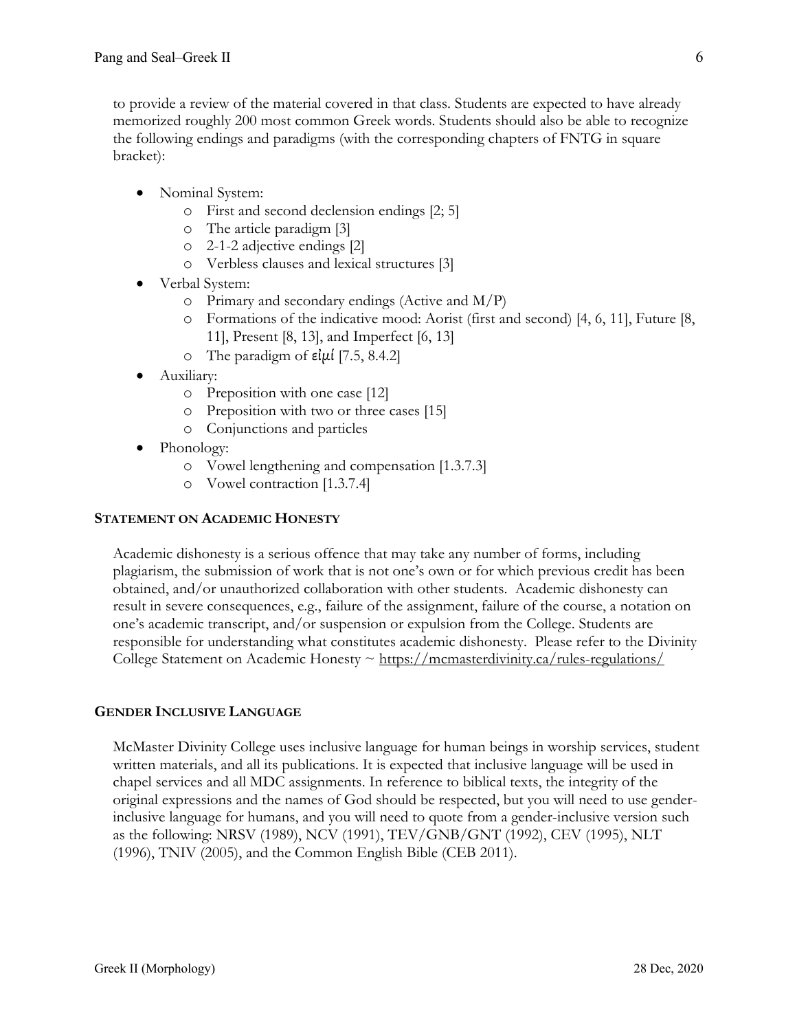to provide a review of the material covered in that class. Students are expected to have already memorized roughly 200 most common Greek words. Students should also be able to recognize the following endings and paradigms (with the corresponding chapters of FNTG in square bracket):

- Nominal System:
  - First and second declension endings [2; 5]
  - The article paradigm [3]
  - 2-1-2 adjective endings [2]
  - Verbless clauses and lexical structures [3]
- Verbal System:
  - Primary and secondary endings (Active and M/P)
  - Formations of the indicative mood: Aorist (first and second) [4, 6, 11], Future [8, 11], Present [8, 13], and Imperfect [6, 13]
  - The paradigm of εἰμί [7.5, 8.4.2]
- Auxiliary:
  - Preposition with one case [12]
  - Preposition with two or three cases [15]
  - Conjunctions and particles
- Phonology:
  - Vowel lengthening and compensation [1.3.7.3]
  - Vowel contraction [1.3.7.4]

## STATEMENT ON ACADEMIC HONESTY

Academic dishonesty is a serious offence that may take any number of forms, including plagiarism, the submission of work that is not one's own or for which previous credit has been obtained, and/or unauthorized collaboration with other students. Academic dishonesty can result in severe consequences, e.g., failure of the assignment, failure of the course, a notation on one's academic transcript, and/or suspension or expulsion from the College. Students are responsible for understanding what constitutes academic dishonesty. Please refer to the Divinity College Statement on Academic Honesty ~ https://mcmasterdivinity.ca/rules-regulations/

## GENDER INCLUSIVE LANGUAGE

McMaster Divinity College uses inclusive language for human beings in worship services, student written materials, and all its publications. It is expected that inclusive language will be used in chapel services and all MDC assignments. In reference to biblical texts, the integrity of the original expressions and the names of God should be respected, but you will need to use gender-inclusive language for humans, and you will need to quote from a gender-inclusive version such as the following: NRSV (1989), NCV (1991), TEV/GNB/GNT (1992), CEV (1995), NLT (1996), TNIV (2005), and the Common English Bible (CEB 2011).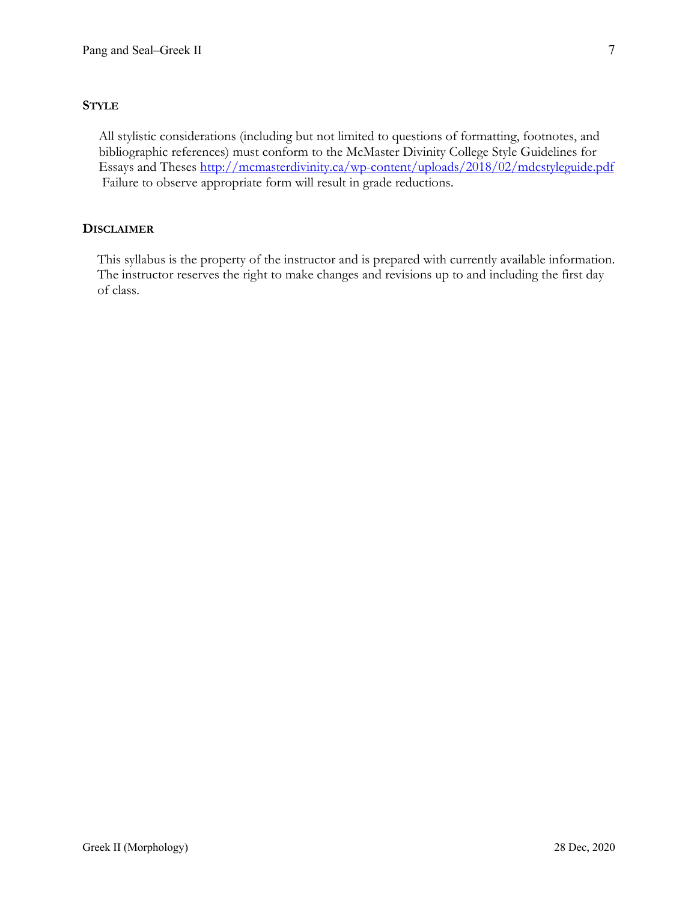## STYLE

All stylistic considerations (including but not limited to questions of formatting, footnotes, and bibliographic references) must conform to the McMaster Divinity College Style Guidelines for Essays and Theses http://mcmasterdivinity.ca/wp-content/uploads/2018/02/mdcstyleguide.pdf Failure to observe appropriate form will result in grade reductions.

## DISCLAIMER

This syllabus is the property of the instructor and is prepared with currently available information. The instructor reserves the right to make changes and revisions up to and including the first day of class.